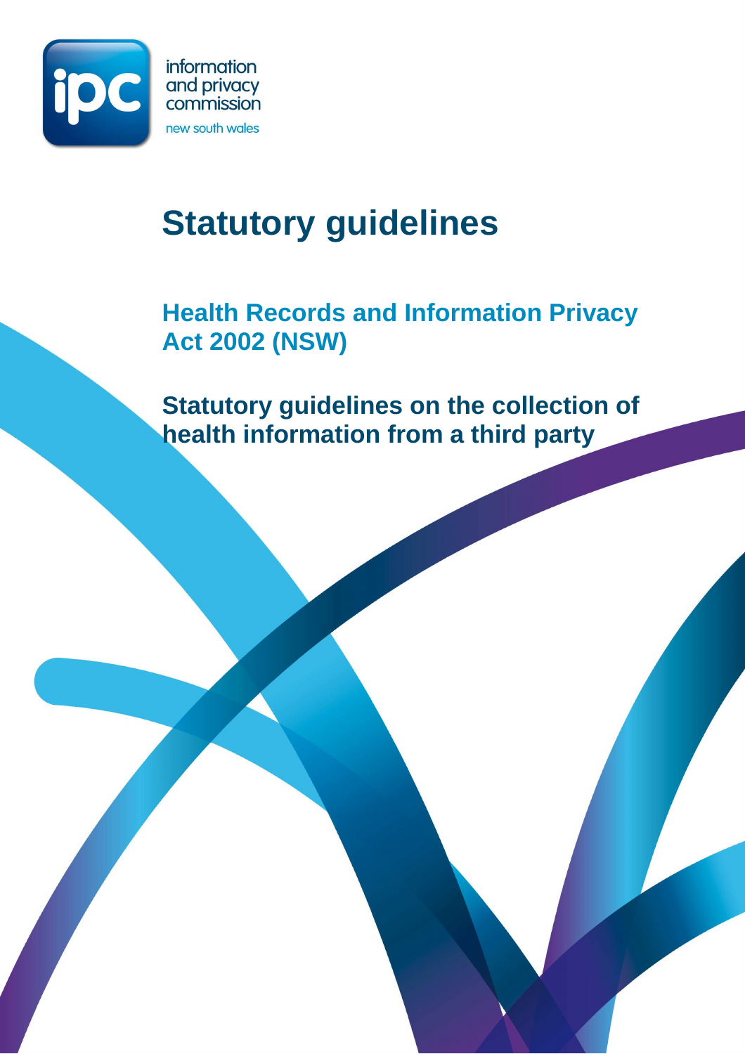information and privacy commission new south wales

# Statutory guidelines

## Health Records and Information Privacy Act 2002 (NSW)

## Statutory guidelines on the collection of health information from a third party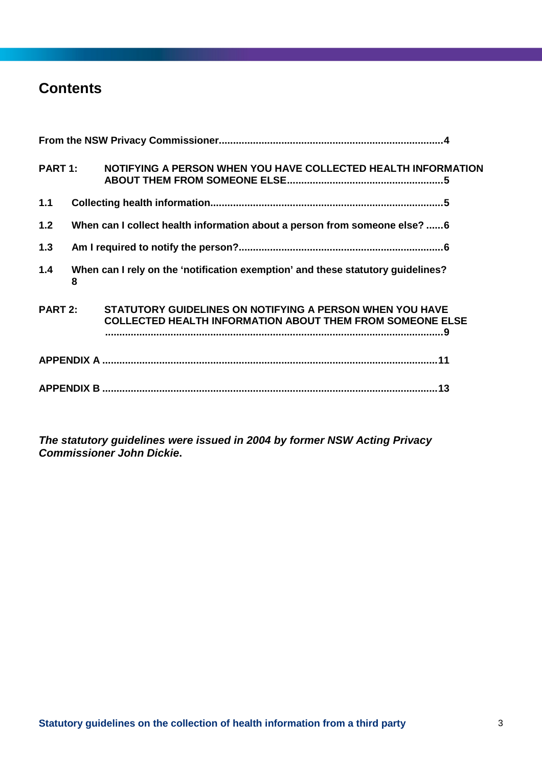# Contents

**From the NSW Privacy Commissioner..............................................................................4**

**PART 1: NOTIFYING A PERSON WHEN YOU HAVE COLLECTED HEALTH INFORMATION ABOUT THEM FROM SOMEONE ELSE......................................................5**

**1.1 Collecting health information..................................................................................5**

**1.2 When can I collect health information about a person from someone else? ......6**

**1.3 Am I required to notify the person?........................................................................6**

**1.4 When can I rely on the 'notification exemption' and these statutory guidelines? 8**

**PART 2: STATUTORY GUIDELINES ON NOTIFYING A PERSON WHEN YOU HAVE COLLECTED HEALTH INFORMATION ABOUT THEM FROM SOMEONE ELSE ......................................................................................................................9**

**APPENDIX A ....................................................................................................................11**

**APPENDIX B ....................................................................................................................13**

***The statutory guidelines were issued in 2004 by former NSW Acting Privacy Commissioner John Dickie*.**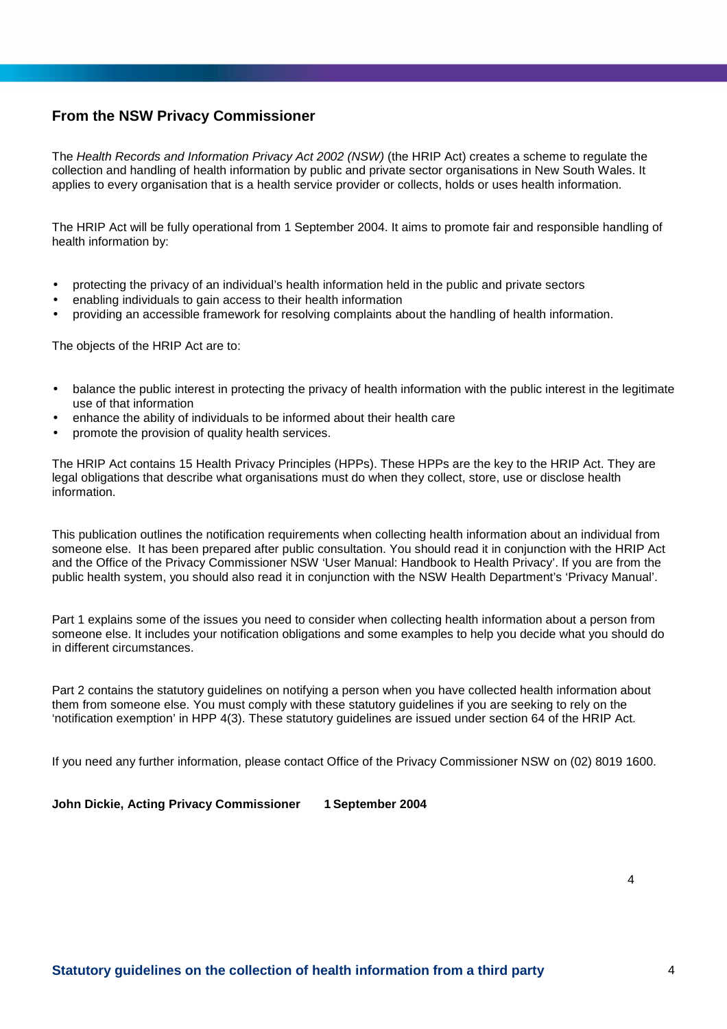## From the NSW Privacy Commissioner

The *Health Records and Information Privacy Act 2002 (NSW)* (the HRIP Act) creates a scheme to regulate the collection and handling of health information by public and private sector organisations in New South Wales. It applies to every organisation that is a health service provider or collects, holds or uses health information.

The HRIP Act will be fully operational from 1 September 2004. It aims to promote fair and responsible handling of health information by:

- protecting the privacy of an individual's health information held in the public and private sectors
- enabling individuals to gain access to their health information
- providing an accessible framework for resolving complaints about the handling of health information.

The objects of the HRIP Act are to:

- balance the public interest in protecting the privacy of health information with the public interest in the legitimate use of that information
- enhance the ability of individuals to be informed about their health care
- promote the provision of quality health services.

The HRIP Act contains 15 Health Privacy Principles (HPPs). These HPPs are the key to the HRIP Act. They are legal obligations that describe what organisations must do when they collect, store, use or disclose health information.

This publication outlines the notification requirements when collecting health information about an individual from someone else. It has been prepared after public consultation. You should read it in conjunction with the HRIP Act and the Office of the Privacy Commissioner NSW 'User Manual: Handbook to Health Privacy'. If you are from the public health system, you should also read it in conjunction with the NSW Health Department's 'Privacy Manual'.

Part 1 explains some of the issues you need to consider when collecting health information about a person from someone else. It includes your notification obligations and some examples to help you decide what you should do in different circumstances.

Part 2 contains the statutory guidelines on notifying a person when you have collected health information about them from someone else. You must comply with these statutory guidelines if you are seeking to rely on the 'notification exemption' in HPP 4(3). These statutory guidelines are issued under section 64 of the HRIP Act.

If you need any further information, please contact Office of the Privacy Commissioner NSW on (02) 8019 1600.

**John Dickie, Acting Privacy Commissioner 1 September 2004**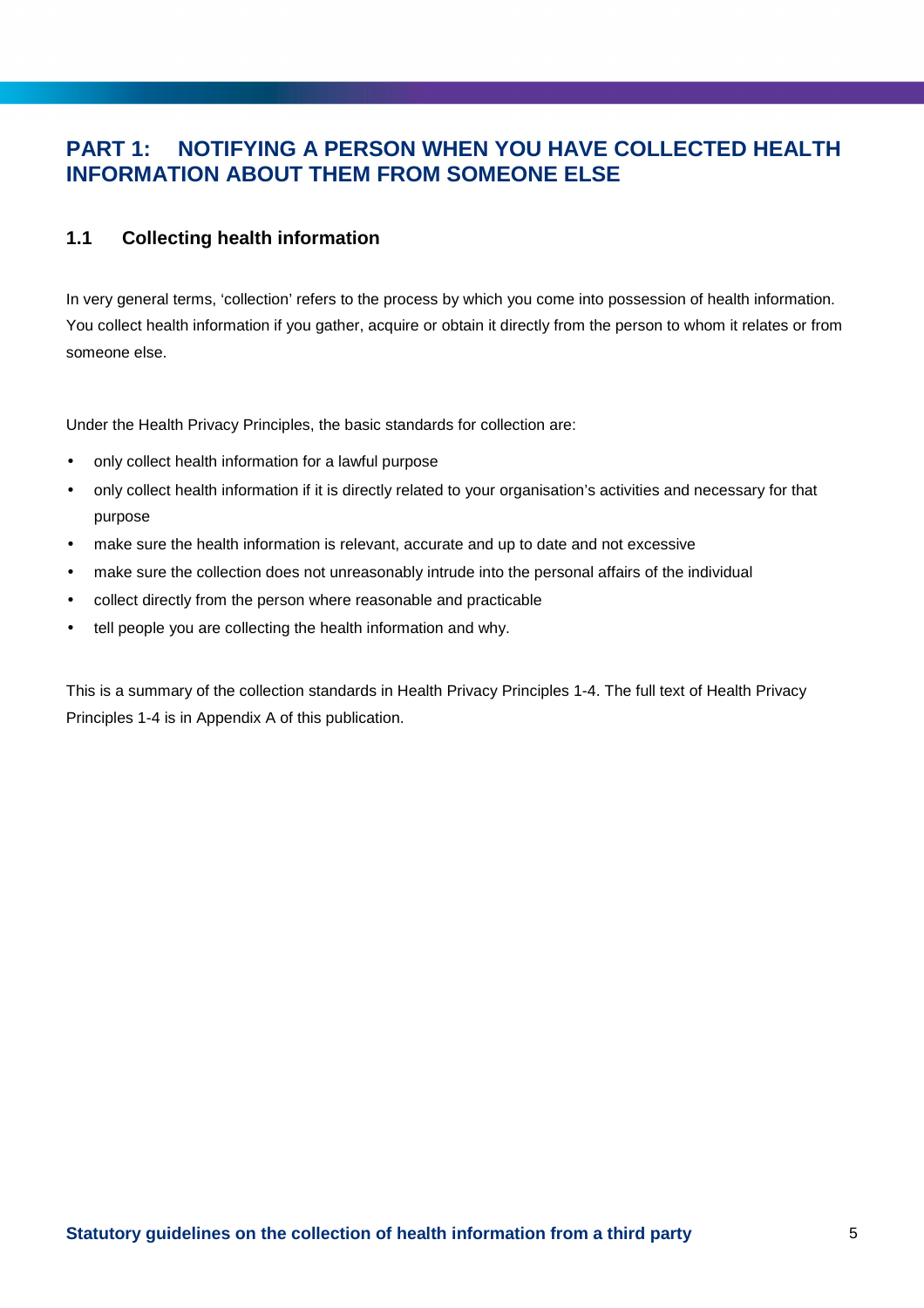# PART 1: NOTIFYING A PERSON WHEN YOU HAVE COLLECTED HEALTH INFORMATION ABOUT THEM FROM SOMEONE ELSE

## 1.1 Collecting health information

In very general terms, 'collection' refers to the process by which you come into possession of health information. You collect health information if you gather, acquire or obtain it directly from the person to whom it relates or from someone else.

Under the Health Privacy Principles, the basic standards for collection are:

- only collect health information for a lawful purpose
- only collect health information if it is directly related to your organisation's activities and necessary for that purpose
- make sure the health information is relevant, accurate and up to date and not excessive
- make sure the collection does not unreasonably intrude into the personal affairs of the individual
- collect directly from the person where reasonable and practicable
- tell people you are collecting the health information and why.

This is a summary of the collection standards in Health Privacy Principles 1-4. The full text of Health Privacy Principles 1-4 is in Appendix A of this publication.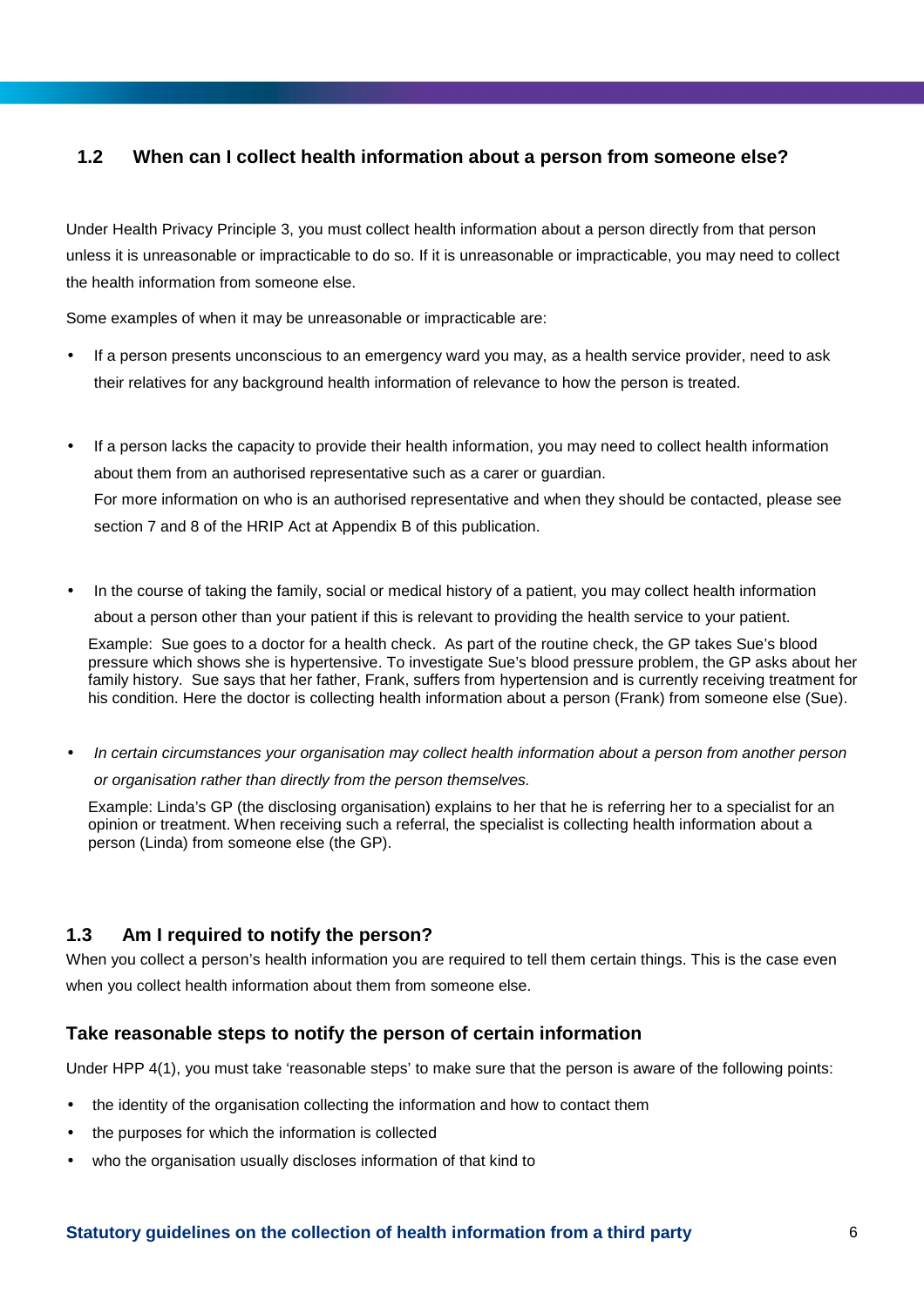## 1.2 When can I collect health information about a person from someone else?

Under Health Privacy Principle 3, you must collect health information about a person directly from that person unless it is unreasonable or impracticable to do so. If it is unreasonable or impracticable, you may need to collect the health information from someone else.

Some examples of when it may be unreasonable or impracticable are:

- If a person presents unconscious to an emergency ward you may, as a health service provider, need to ask their relatives for any background health information of relevance to how the person is treated.

- If a person lacks the capacity to provide their health information, you may need to collect health information about them from an authorised representative such as a carer or guardian.
  For more information on who is an authorised representative and when they should be contacted, please see section 7 and 8 of the HRIP Act at Appendix B of this publication.

- In the course of taking the family, social or medical history of a patient, you may collect health information about a person other than your patient if this is relevant to providing the health service to your patient.

  Example: Sue goes to a doctor for a health check. As part of the routine check, the GP takes Sue's blood pressure which shows she is hypertensive. To investigate Sue's blood pressure problem, the GP asks about her family history. Sue says that her father, Frank, suffers from hypertension and is currently receiving treatment for his condition. Here the doctor is collecting health information about a person (Frank) from someone else (Sue).

- *In certain circumstances your organisation may collect health information about a person from another person or organisation rather than directly from the person themselves.*

  Example: Linda's GP (the disclosing organisation) explains to her that he is referring her to a specialist for an opinion or treatment. When receiving such a referral, the specialist is collecting health information about a person (Linda) from someone else (the GP).

## 1.3 Am I required to notify the person?

When you collect a person's health information you are required to tell them certain things. This is the case even when you collect health information about them from someone else.

### Take reasonable steps to notify the person of certain information

Under HPP 4(1), you must take 'reasonable steps' to make sure that the person is aware of the following points:

- the identity of the organisation collecting the information and how to contact them
- the purposes for which the information is collected
- who the organisation usually discloses information of that kind to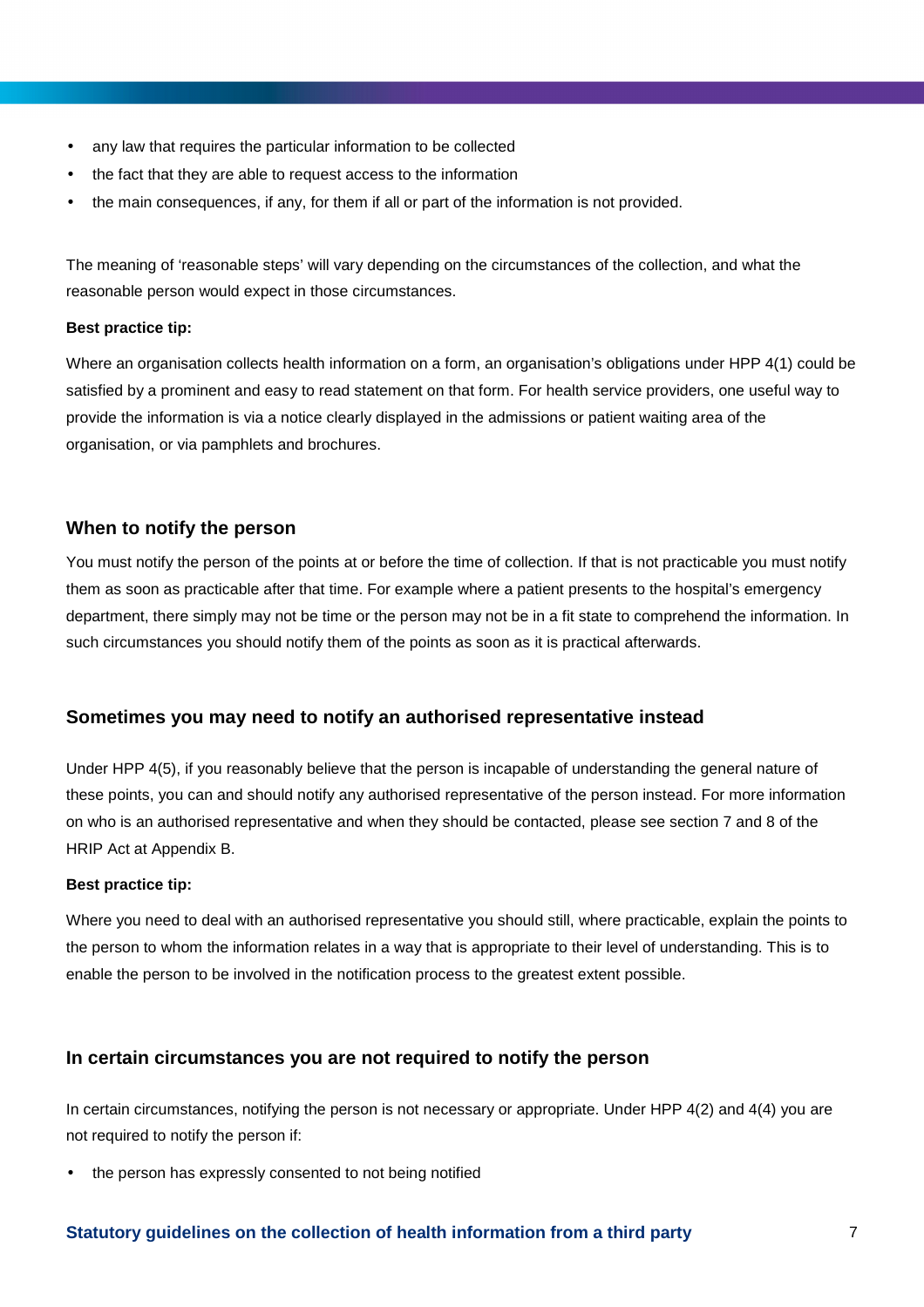- any law that requires the particular information to be collected
- the fact that they are able to request access to the information
- the main consequences, if any, for them if all or part of the information is not provided.

The meaning of 'reasonable steps' will vary depending on the circumstances of the collection, and what the reasonable person would expect in those circumstances.

**Best practice tip:**

Where an organisation collects health information on a form, an organisation's obligations under HPP 4(1) could be satisfied by a prominent and easy to read statement on that form. For health service providers, one useful way to provide the information is via a notice clearly displayed in the admissions or patient waiting area of the organisation, or via pamphlets and brochures.

## When to notify the person

You must notify the person of the points at or before the time of collection. If that is not practicable you must notify them as soon as practicable after that time. For example where a patient presents to the hospital's emergency department, there simply may not be time or the person may not be in a fit state to comprehend the information. In such circumstances you should notify them of the points as soon as it is practical afterwards.

## Sometimes you may need to notify an authorised representative instead

Under HPP 4(5), if you reasonably believe that the person is incapable of understanding the general nature of these points, you can and should notify any authorised representative of the person instead. For more information on who is an authorised representative and when they should be contacted, please see section 7 and 8 of the HRIP Act at Appendix B.

**Best practice tip:**

Where you need to deal with an authorised representative you should still, where practicable, explain the points to the person to whom the information relates in a way that is appropriate to their level of understanding. This is to enable the person to be involved in the notification process to the greatest extent possible.

## In certain circumstances you are not required to notify the person

In certain circumstances, notifying the person is not necessary or appropriate. Under HPP 4(2) and 4(4) you are not required to notify the person if:

- the person has expressly consented to not being notified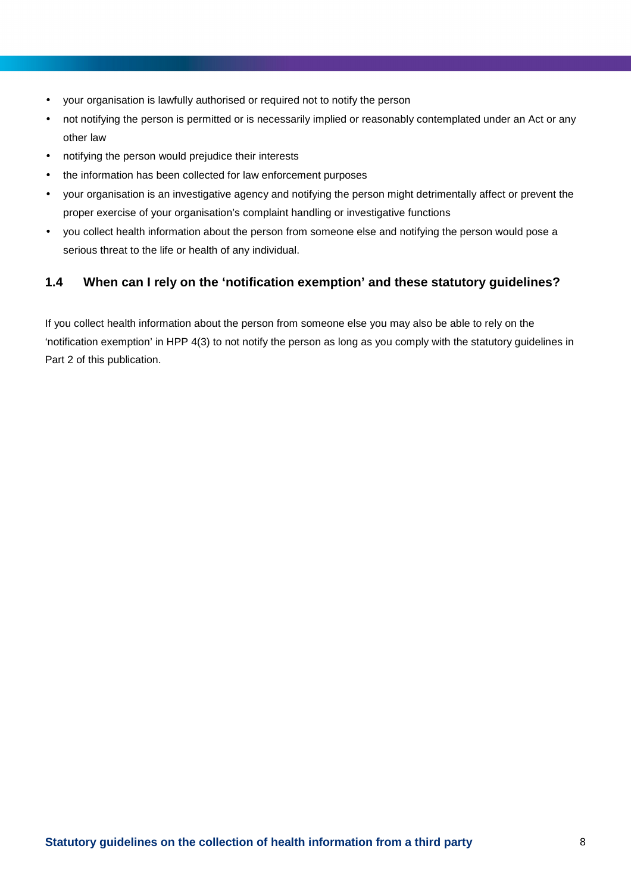- your organisation is lawfully authorised or required not to notify the person
- not notifying the person is permitted or is necessarily implied or reasonably contemplated under an Act or any other law
- notifying the person would prejudice their interests
- the information has been collected for law enforcement purposes
- your organisation is an investigative agency and notifying the person might detrimentally affect or prevent the proper exercise of your organisation's complaint handling or investigative functions
- you collect health information about the person from someone else and notifying the person would pose a serious threat to the life or health of any individual.

### 1.4 When can I rely on the 'notification exemption' and these statutory guidelines?

If you collect health information about the person from someone else you may also be able to rely on the 'notification exemption' in HPP 4(3) to not notify the person as long as you comply with the statutory guidelines in Part 2 of this publication.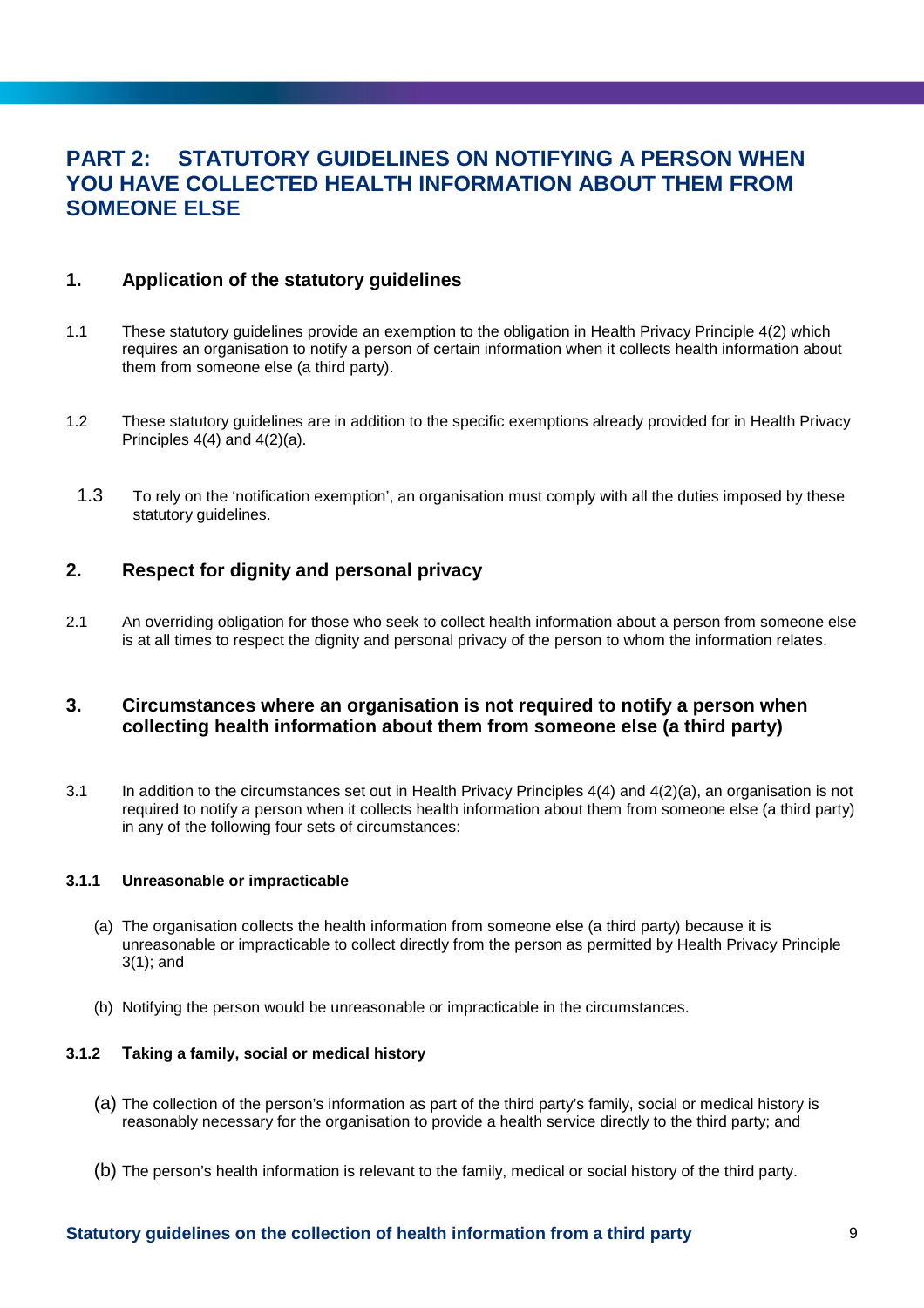# PART 2: STATUTORY GUIDELINES ON NOTIFYING A PERSON WHEN YOU HAVE COLLECTED HEALTH INFORMATION ABOUT THEM FROM SOMEONE ELSE

## 1. Application of the statutory guidelines

1.1 These statutory guidelines provide an exemption to the obligation in Health Privacy Principle 4(2) which requires an organisation to notify a person of certain information when it collects health information about them from someone else (a third party).

1.2 These statutory guidelines are in addition to the specific exemptions already provided for in Health Privacy Principles 4(4) and 4(2)(a).

1.3 To rely on the 'notification exemption', an organisation must comply with all the duties imposed by these statutory guidelines.

## 2. Respect for dignity and personal privacy

2.1 An overriding obligation for those who seek to collect health information about a person from someone else is at all times to respect the dignity and personal privacy of the person to whom the information relates.

## 3. Circumstances where an organisation is not required to notify a person when collecting health information about them from someone else (a third party)

3.1 In addition to the circumstances set out in Health Privacy Principles 4(4) and 4(2)(a), an organisation is not required to notify a person when it collects health information about them from someone else (a third party) in any of the following four sets of circumstances:

#### 3.1.1 Unreasonable or impracticable

(a) The organisation collects the health information from someone else (a third party) because it is unreasonable or impracticable to collect directly from the person as permitted by Health Privacy Principle 3(1); and

(b) Notifying the person would be unreasonable or impracticable in the circumstances.

#### 3.1.2 Taking a family, social or medical history

(a) The collection of the person's information as part of the third party's family, social or medical history is reasonably necessary for the organisation to provide a health service directly to the third party; and

(b) The person's health information is relevant to the family, medical or social history of the third party.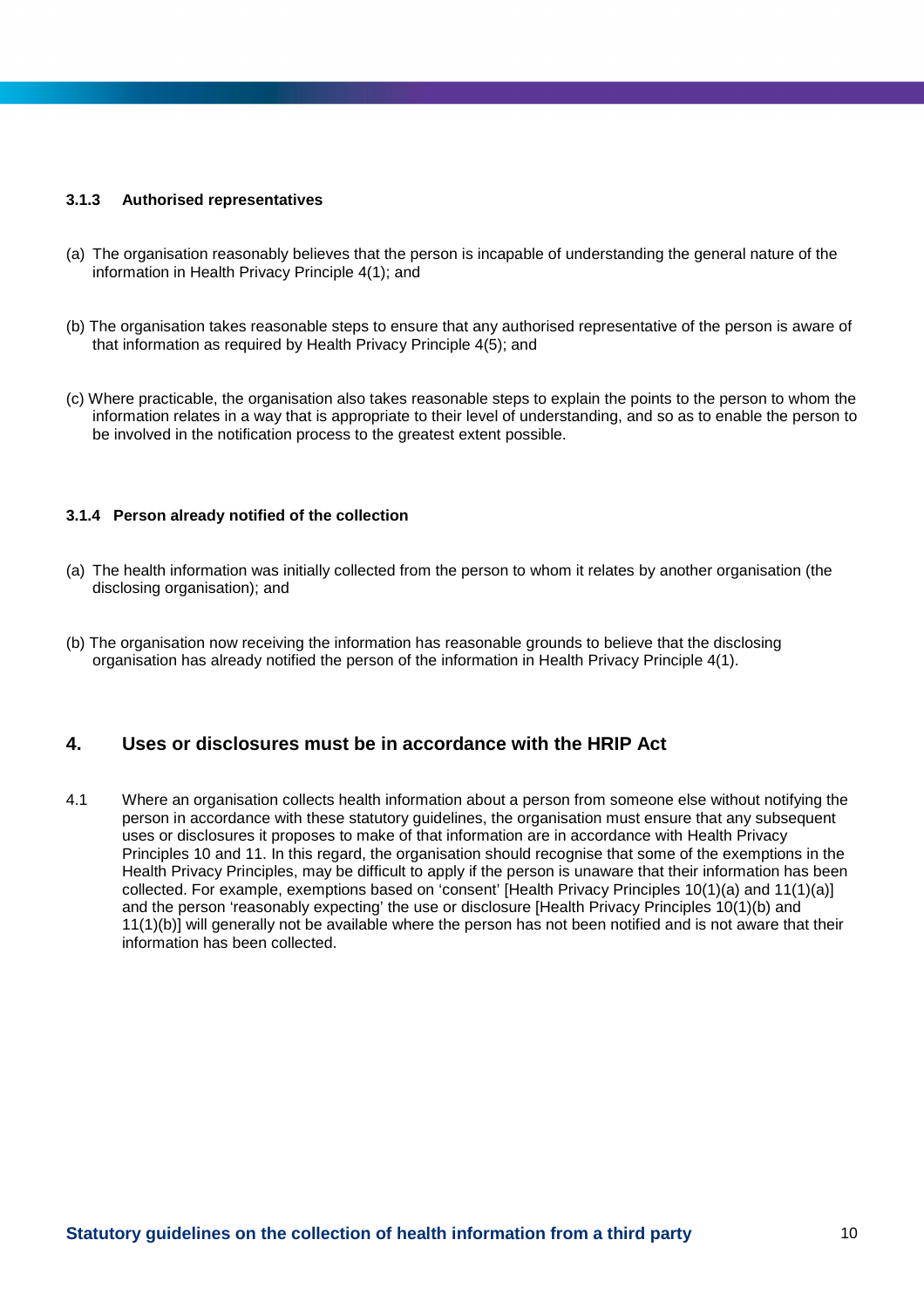#### 3.1.3 Authorised representatives

(a) The organisation reasonably believes that the person is incapable of understanding the general nature of the information in Health Privacy Principle 4(1); and

(b) The organisation takes reasonable steps to ensure that any authorised representative of the person is aware of that information as required by Health Privacy Principle 4(5); and

(c) Where practicable, the organisation also takes reasonable steps to explain the points to the person to whom the information relates in a way that is appropriate to their level of understanding, and so as to enable the person to be involved in the notification process to the greatest extent possible.

#### 3.1.4 Person already notified of the collection

(a) The health information was initially collected from the person to whom it relates by another organisation (the disclosing organisation); and

(b) The organisation now receiving the information has reasonable grounds to believe that the disclosing organisation has already notified the person of the information in Health Privacy Principle 4(1).

## 4. Uses or disclosures must be in accordance with the HRIP Act

4.1 Where an organisation collects health information about a person from someone else without notifying the person in accordance with these statutory guidelines, the organisation must ensure that any subsequent uses or disclosures it proposes to make of that information are in accordance with Health Privacy Principles 10 and 11. In this regard, the organisation should recognise that some of the exemptions in the Health Privacy Principles, may be difficult to apply if the person is unaware that their information has been collected. For example, exemptions based on 'consent' [Health Privacy Principles 10(1)(a) and 11(1)(a)] and the person 'reasonably expecting' the use or disclosure [Health Privacy Principles 10(1)(b) and 11(1)(b)] will generally not be available where the person has not been notified and is not aware that their information has been collected.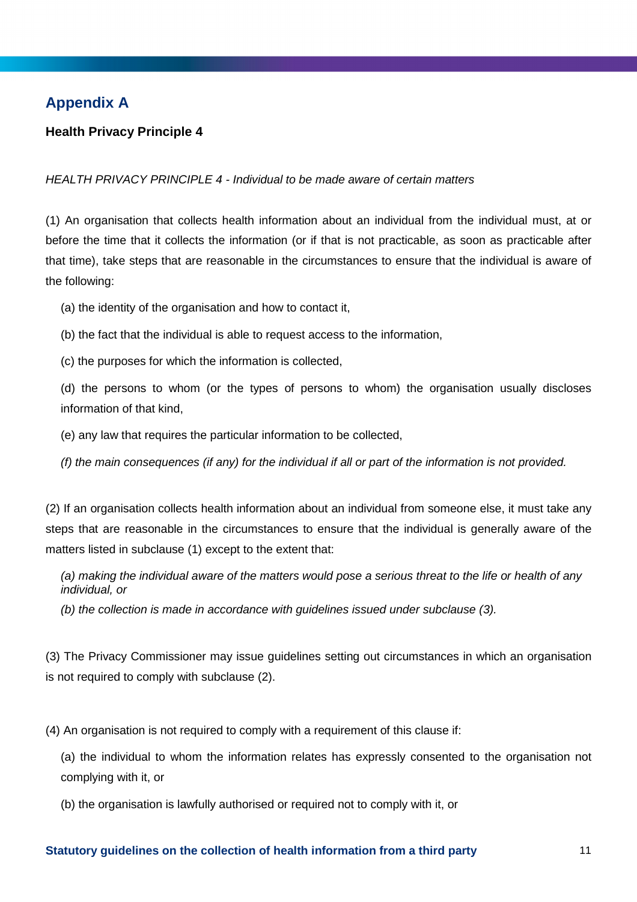# Appendix A

**Health Privacy Principle 4**

*HEALTH PRIVACY PRINCIPLE 4 - Individual to be made aware of certain matters*

(1) An organisation that collects health information about an individual from the individual must, at or before the time that it collects the information (or if that is not practicable, as soon as practicable after that time), take steps that are reasonable in the circumstances to ensure that the individual is aware of the following:

(a) the identity of the organisation and how to contact it,

(b) the fact that the individual is able to request access to the information,

(c) the purposes for which the information is collected,

(d) the persons to whom (or the types of persons to whom) the organisation usually discloses information of that kind,

(e) any law that requires the particular information to be collected,

*(f) the main consequences (if any) for the individual if all or part of the information is not provided.*

(2) If an organisation collects health information about an individual from someone else, it must take any steps that are reasonable in the circumstances to ensure that the individual is generally aware of the matters listed in subclause (1) except to the extent that:

*(a) making the individual aware of the matters would pose a serious threat to the life or health of any individual, or*

*(b) the collection is made in accordance with guidelines issued under subclause (3).*

(3) The Privacy Commissioner may issue guidelines setting out circumstances in which an organisation is not required to comply with subclause (2).

(4) An organisation is not required to comply with a requirement of this clause if:

(a) the individual to whom the information relates has expressly consented to the organisation not complying with it, or

(b) the organisation is lawfully authorised or required not to comply with it, or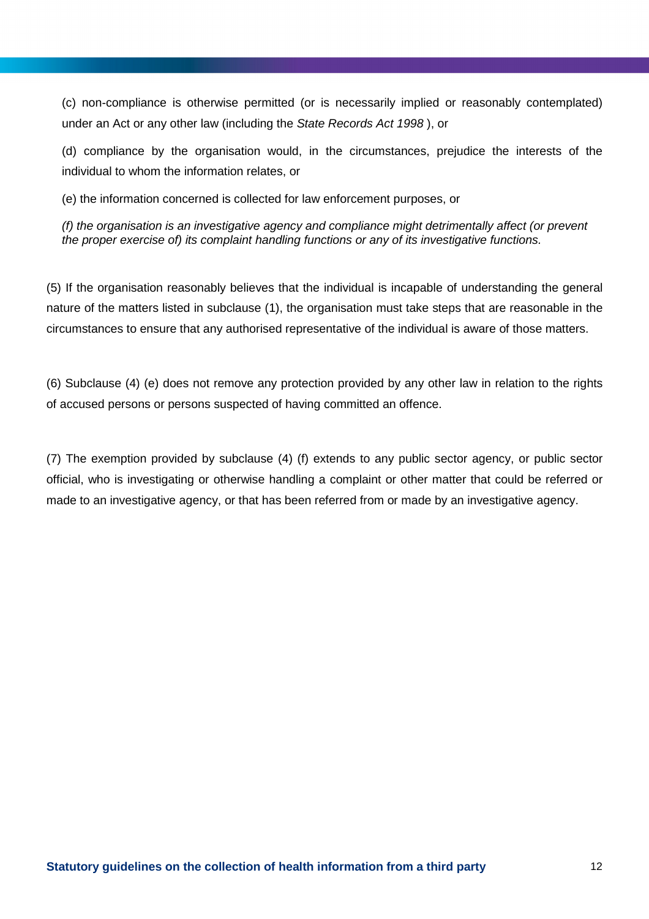(c) non-compliance is otherwise permitted (or is necessarily implied or reasonably contemplated) under an Act or any other law (including the *State Records Act 1998* ), or

(d) compliance by the organisation would, in the circumstances, prejudice the interests of the individual to whom the information relates, or

(e) the information concerned is collected for law enforcement purposes, or

*(f) the organisation is an investigative agency and compliance might detrimentally affect (or prevent the proper exercise of) its complaint handling functions or any of its investigative functions.*

(5) If the organisation reasonably believes that the individual is incapable of understanding the general nature of the matters listed in subclause (1), the organisation must take steps that are reasonable in the circumstances to ensure that any authorised representative of the individual is aware of those matters.

(6) Subclause (4) (e) does not remove any protection provided by any other law in relation to the rights of accused persons or persons suspected of having committed an offence.

(7) The exemption provided by subclause (4) (f) extends to any public sector agency, or public sector official, who is investigating or otherwise handling a complaint or other matter that could be referred or made to an investigative agency, or that has been referred from or made by an investigative agency.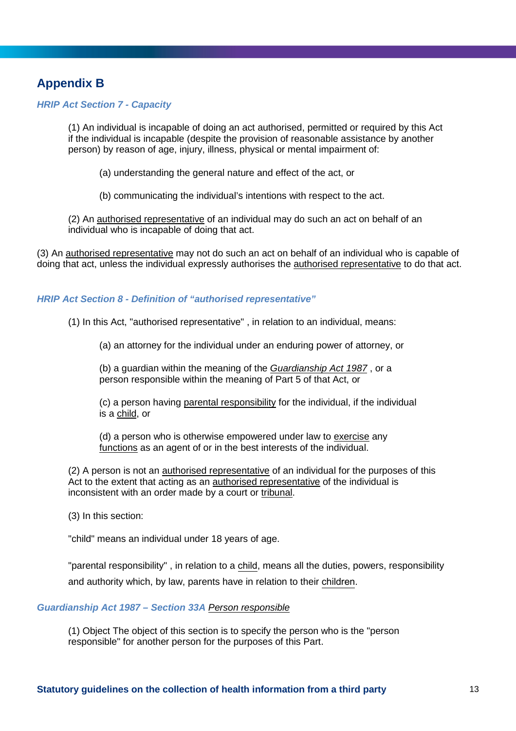## Appendix B

***HRIP Act Section 7 - Capacity***

(1) An individual is incapable of doing an act authorised, permitted or required by this Act if the individual is incapable (despite the provision of reasonable assistance by another person) by reason of age, injury, illness, physical or mental impairment of:

(a) understanding the general nature and effect of the act, or

(b) communicating the individual's intentions with respect to the act.

(2) An authorised representative of an individual may do such an act on behalf of an individual who is incapable of doing that act.

(3) An authorised representative may not do such an act on behalf of an individual who is capable of doing that act, unless the individual expressly authorises the authorised representative to do that act.

***HRIP Act Section 8 - Definition of "authorised representative"***

(1) In this Act, "authorised representative" , in relation to an individual, means:

(a) an attorney for the individual under an enduring power of attorney, or

(b) a guardian within the meaning of the *Guardianship Act 1987* , or a person responsible within the meaning of Part 5 of that Act, or

(c) a person having parental responsibility for the individual, if the individual is a child, or

(d) a person who is otherwise empowered under law to exercise any functions as an agent of or in the best interests of the individual.

(2) A person is not an authorised representative of an individual for the purposes of this Act to the extent that acting as an authorised representative of the individual is inconsistent with an order made by a court or tribunal.

(3) In this section:

"child" means an individual under 18 years of age.

"parental responsibility" , in relation to a child, means all the duties, powers, responsibility and authority which, by law, parents have in relation to their children.

***Guardianship Act 1987 – Section 33A Person responsible***

(1) Object The object of this section is to specify the person who is the "person responsible" for another person for the purposes of this Part.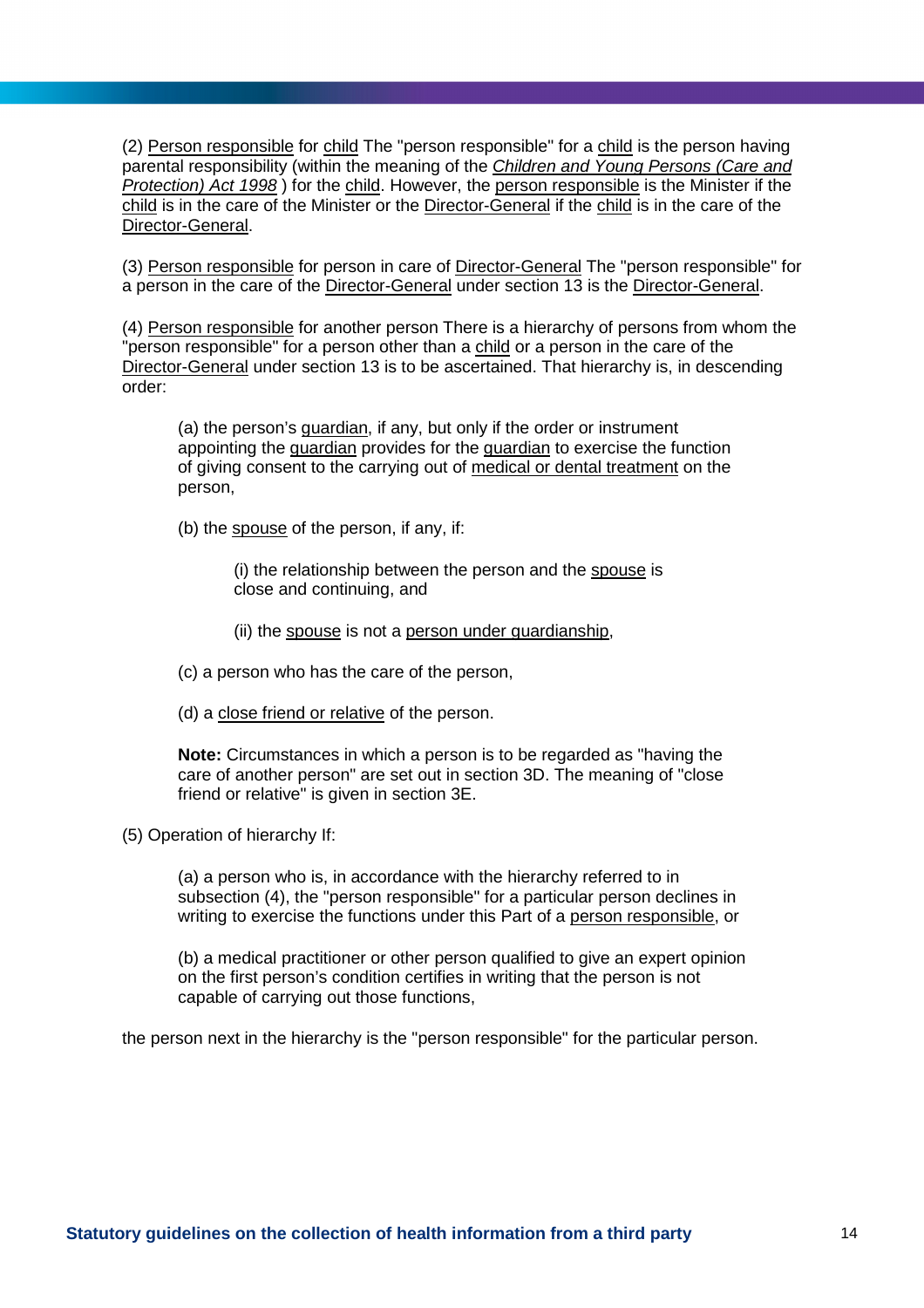(2) Person responsible for child The "person responsible" for a child is the person having parental responsibility (within the meaning of the *Children and Young Persons (Care and Protection) Act 1998* ) for the child. However, the person responsible is the Minister if the child is in the care of the Minister or the Director-General if the child is in the care of the Director-General.

(3) Person responsible for person in care of Director-General The "person responsible" for a person in the care of the Director-General under section 13 is the Director-General.

(4) Person responsible for another person There is a hierarchy of persons from whom the "person responsible" for a person other than a child or a person in the care of the Director-General under section 13 is to be ascertained. That hierarchy is, in descending order:

> (a) the person's guardian, if any, but only if the order or instrument appointing the guardian provides for the guardian to exercise the function of giving consent to the carrying out of medical or dental treatment on the person,
>
> (b) the spouse of the person, if any, if:
>
> > (i) the relationship between the person and the spouse is close and continuing, and
> >
> > (ii) the spouse is not a person under guardianship,
>
> (c) a person who has the care of the person,
>
> (d) a close friend or relative of the person.
>
> **Note:** Circumstances in which a person is to be regarded as "having the care of another person" are set out in section 3D. The meaning of "close friend or relative" is given in section 3E.

(5) Operation of hierarchy If:

> (a) a person who is, in accordance with the hierarchy referred to in subsection (4), the "person responsible" for a particular person declines in writing to exercise the functions under this Part of a person responsible, or
>
> (b) a medical practitioner or other person qualified to give an expert opinion on the first person's condition certifies in writing that the person is not capable of carrying out those functions,

the person next in the hierarchy is the "person responsible" for the particular person.